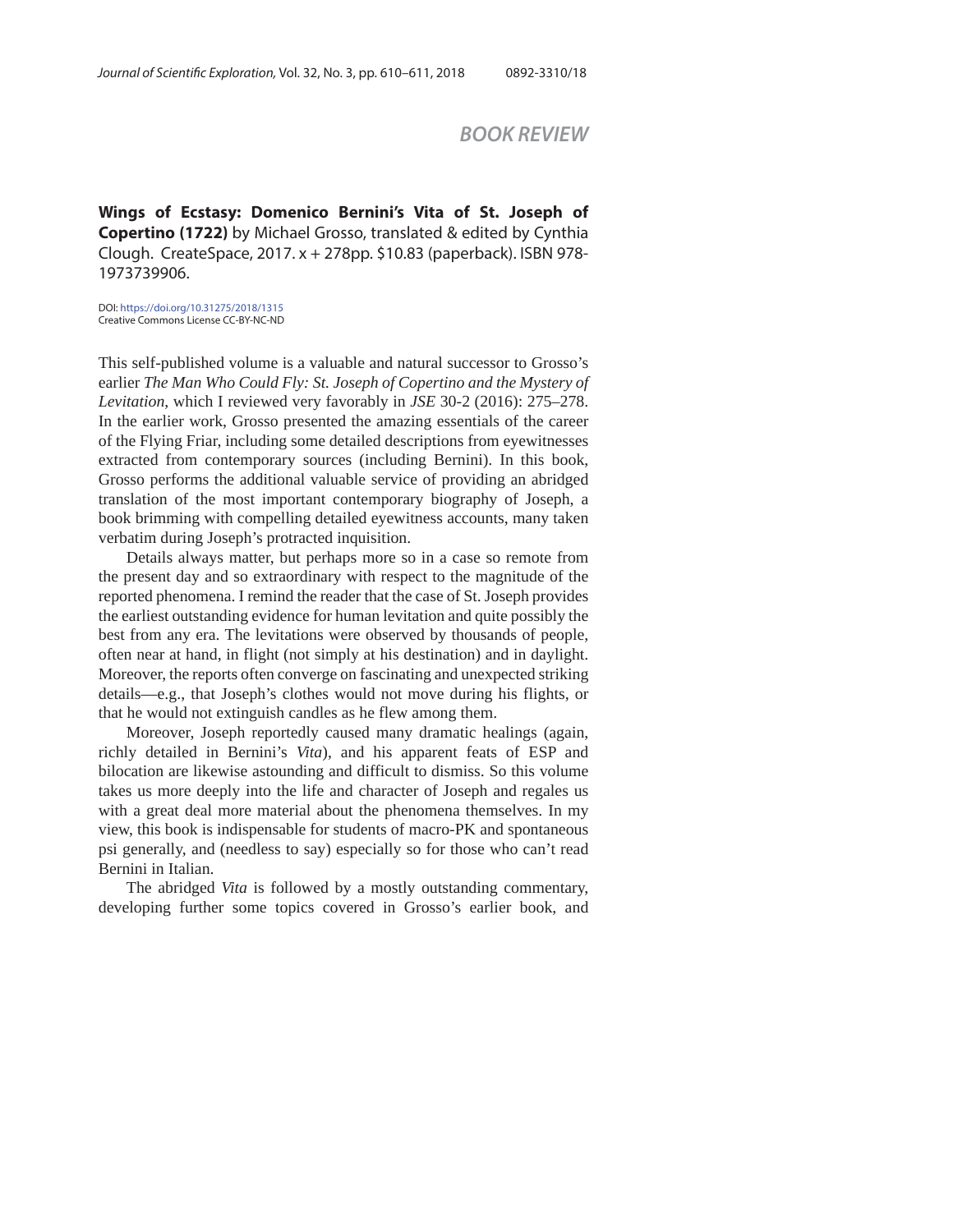## BOOK REVIEW

**Wings of Ecstasy: Domenico Bernini's Vita of St. Joseph of Copertino (1722)** by Michael Grosso, translated & edited by Cynthia Clough. CreateSpace, 2017. x + 278pp. $10.83 (paperback). ISBN 978-1973739906.

DOI: https://doi.org/10.31275/2018/1315
Creative Commons License CC-BY-NC-ND

This self-published volume is a valuable and natural successor to Grosso's earlier *The Man Who Could Fly: St. Joseph of Copertino and the Mystery of Levitation*, which I reviewed very favorably in *JSE* 30-2 (2016): 275–278. In the earlier work, Grosso presented the amazing essentials of the career of the Flying Friar, including some detailed descriptions from eyewitnesses extracted from contemporary sources (including Bernini). In this book, Grosso performs the additional valuable service of providing an abridged translation of the most important contemporary biography of Joseph, a book brimming with compelling detailed eyewitness accounts, many taken verbatim during Joseph's protracted inquisition.

Details always matter, but perhaps more so in a case so remote from the present day and so extraordinary with respect to the magnitude of the reported phenomena. I remind the reader that the case of St. Joseph provides the earliest outstanding evidence for human levitation and quite possibly the best from any era. The levitations were observed by thousands of people, often near at hand, in flight (not simply at his destination) and in daylight. Moreover, the reports often converge on fascinating and unexpected striking details—e.g., that Joseph's clothes would not move during his flights, or that he would not extinguish candles as he flew among them.

Moreover, Joseph reportedly caused many dramatic healings (again, richly detailed in Bernini's *Vita*), and his apparent feats of ESP and bilocation are likewise astounding and difficult to dismiss. So this volume takes us more deeply into the life and character of Joseph and regales us with a great deal more material about the phenomena themselves. In my view, this book is indispensable for students of macro-PK and spontaneous psi generally, and (needless to say) especially so for those who can't read Bernini in Italian.

The abridged *Vita* is followed by a mostly outstanding commentary, developing further some topics covered in Grosso's earlier book, and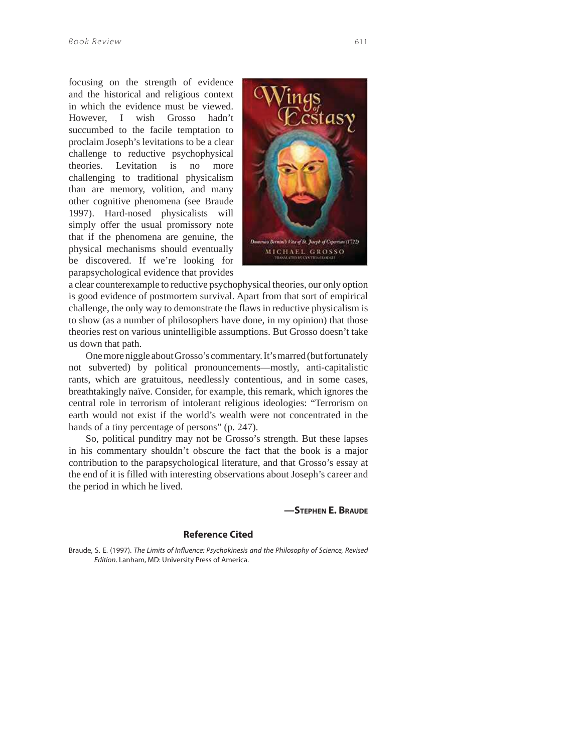focusing on the strength of evidence and the historical and religious context in which the evidence must be viewed. However, I wish Grosso hadn't succumbed to the facile temptation to proclaim Joseph's levitations to be a clear challenge to reductive psychophysical theories. Levitation is no more challenging to traditional physicalism than are memory, volition, and many other cognitive phenomena (see Braude 1997). Hard-nosed physicalists will simply offer the usual promissory note that if the phenomena are genuine, the physical mechanisms should eventually be discovered. If we're looking for parapsychological evidence that provides a clear counterexample to reductive psychophysical theories, our only option is good evidence of postmortem survival. Apart from that sort of empirical challenge, the only way to demonstrate the flaws in reductive physicalism is to show (as a number of philosophers have done, in my opinion) that those theories rest on various unintelligible assumptions. But Grosso doesn't take us down that path.

One more niggle about Grosso's commentary. It's marred (but fortunately not subverted) by political pronouncements—mostly, anti-capitalistic rants, which are gratuitous, needlessly contentious, and in some cases, breathtakingly naïve. Consider, for example, this remark, which ignores the central role in terrorism of intolerant religious ideologies: "Terrorism on earth would not exist if the world's wealth were not concentrated in the hands of a tiny percentage of persons" (p. 247).

So, political punditry may not be Grosso's strength. But these lapses in his commentary shouldn't obscure the fact that the book is a major contribution to the parapsychological literature, and that Grosso's essay at the end of it is filled with interesting observations about Joseph's career and the period in which he lived.

**—Stephen E. Braude**

## Reference Cited

Braude, S. E. (1997). *The Limits of Influence: Psychokinesis and the Philosophy of Science, Revised Edition*. Lanham, MD: University Press of America.